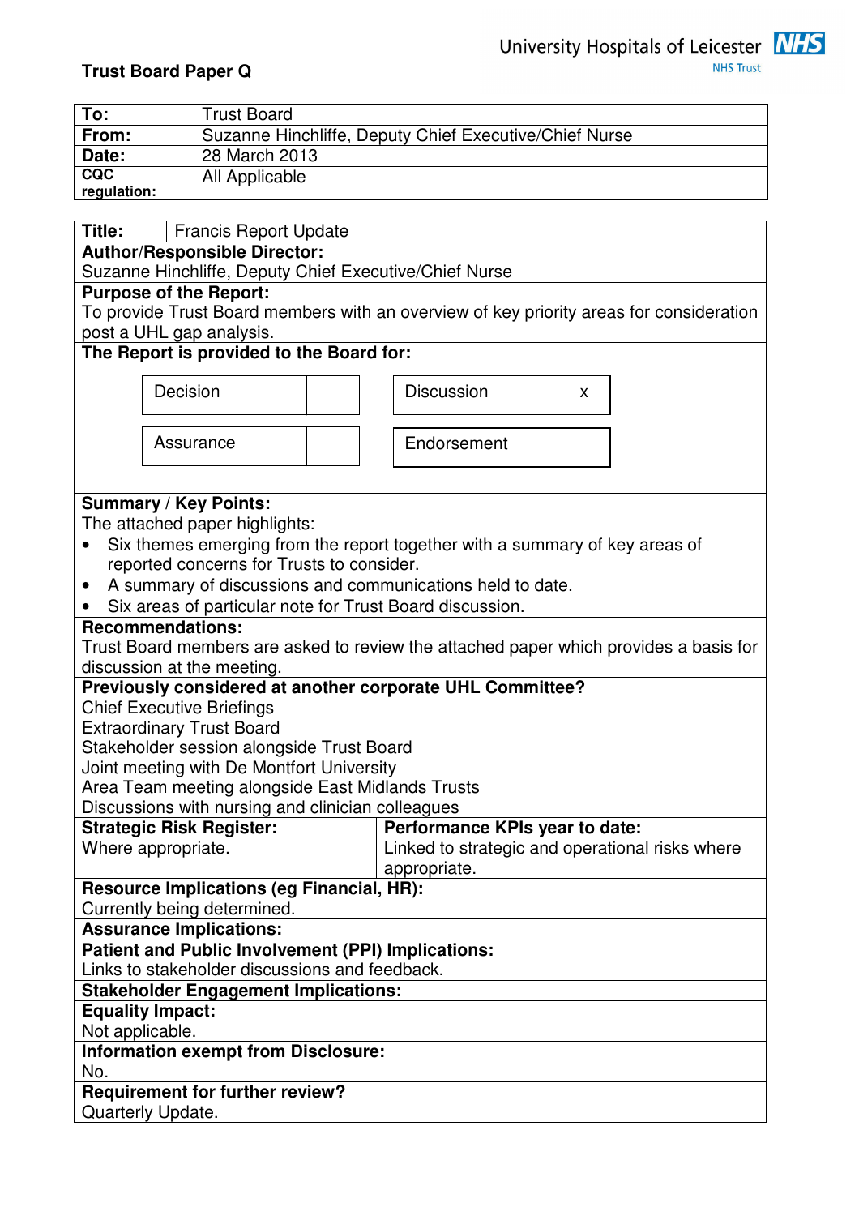**Trust Board Paper Q**

University Hospitals of Leicester NHS Trust

| | |
|---|---|
| **To:** | Trust Board |
| **From:** | Suzanne Hinchliffe, Deputy Chief Executive/Chief Nurse |
| **Date:** | 28 March 2013 |
| **CQC regulation:** | All Applicable |

| | |
|---|---|
| **Title:** | Francis Report Update |

**Author/Responsible Director:**
Suzanne Hinchliffe, Deputy Chief Executive/Chief Nurse

**Purpose of the Report:**
To provide Trust Board members with an overview of key priority areas for consideration post a UHL gap analysis.

**The Report is provided to the Board for:**

| | | | |
|---|---|---|---|
| Decision | | Discussion | x |
| Assurance | | Endorsement | |

**Summary / Key Points:**
The attached paper highlights:

- Six themes emerging from the report together with a summary of key areas of reported concerns for Trusts to consider.
- A summary of discussions and communications held to date.
- Six areas of particular note for Trust Board discussion.

**Recommendations:**
Trust Board members are asked to review the attached paper which provides a basis for discussion at the meeting.

**Previously considered at another corporate UHL Committee?**
Chief Executive Briefings
Extraordinary Trust Board
Stakeholder session alongside Trust Board
Joint meeting with De Montfort University
Area Team meeting alongside East Midlands Trusts
Discussions with nursing and clinician colleagues

| **Strategic Risk Register:** | **Performance KPIs year to date:** |
|---|---|
| Where appropriate. | Linked to strategic and operational risks where appropriate. |

**Resource Implications (eg Financial, HR):**
Currently being determined.

**Assurance Implications:**

**Patient and Public Involvement (PPI) Implications:**
Links to stakeholder discussions and feedback.

**Stakeholder Engagement Implications:**

**Equality Impact:**
Not applicable.

**Information exempt from Disclosure:**
No.

**Requirement for further review?**
Quarterly Update.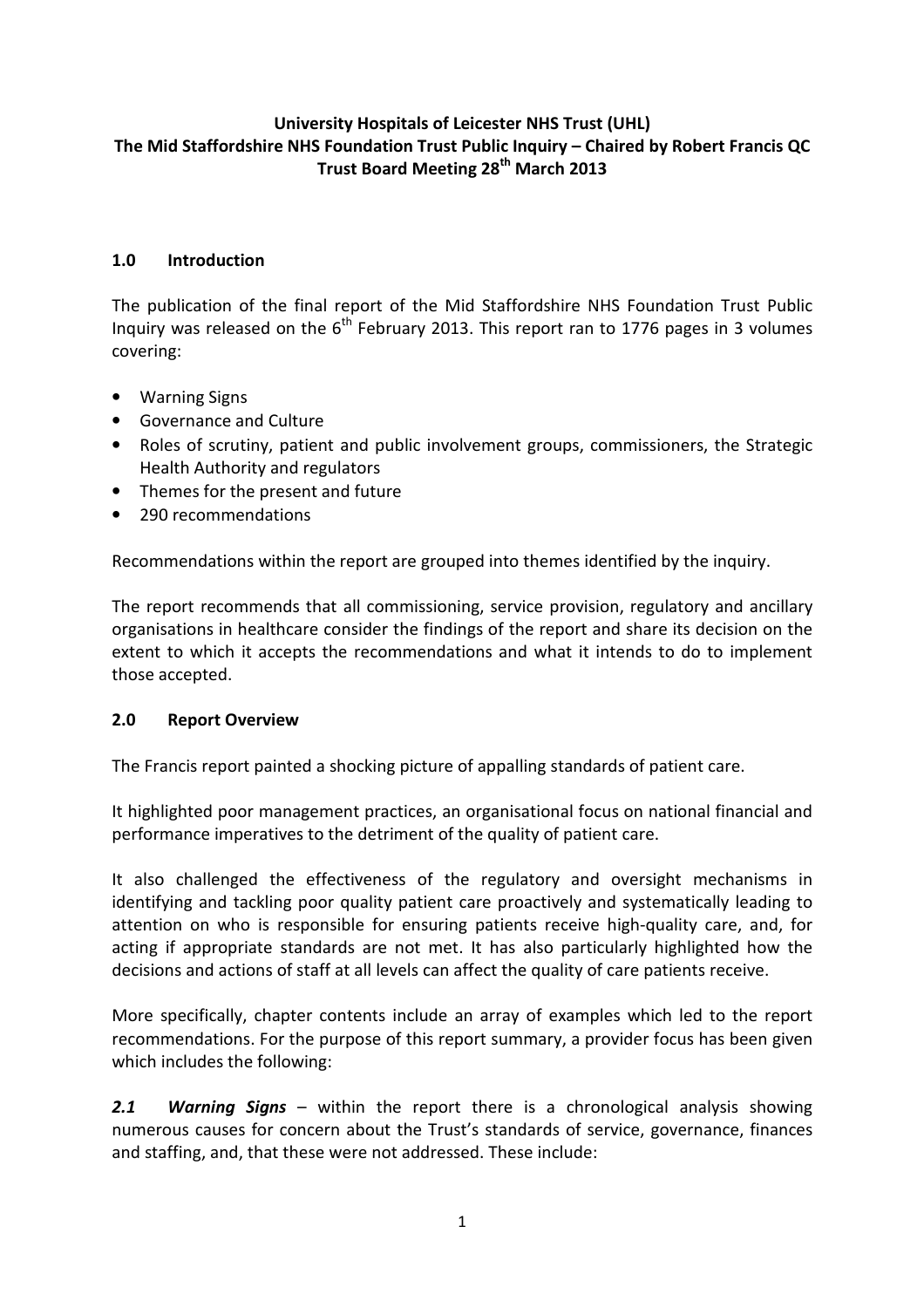**University Hospitals of Leicester NHS Trust (UHL)**
**The Mid Staffordshire NHS Foundation Trust Public Inquiry – Chaired by Robert Francis QC**
**Trust Board Meeting 28th March 2013**

## 1.0 Introduction

The publication of the final report of the Mid Staffordshire NHS Foundation Trust Public Inquiry was released on the 6th February 2013. This report ran to 1776 pages in 3 volumes covering:

- Warning Signs
- Governance and Culture
- Roles of scrutiny, patient and public involvement groups, commissioners, the Strategic Health Authority and regulators
- Themes for the present and future
- 290 recommendations

Recommendations within the report are grouped into themes identified by the inquiry.

The report recommends that all commissioning, service provision, regulatory and ancillary organisations in healthcare consider the findings of the report and share its decision on the extent to which it accepts the recommendations and what it intends to do to implement those accepted.

## 2.0 Report Overview

The Francis report painted a shocking picture of appalling standards of patient care.

It highlighted poor management practices, an organisational focus on national financial and performance imperatives to the detriment of the quality of patient care.

It also challenged the effectiveness of the regulatory and oversight mechanisms in identifying and tackling poor quality patient care proactively and systematically leading to attention on who is responsible for ensuring patients receive high-quality care, and, for acting if appropriate standards are not met. It has also particularly highlighted how the decisions and actions of staff at all levels can affect the quality of care patients receive.

More specifically, chapter contents include an array of examples which led to the report recommendations. For the purpose of this report summary, a provider focus has been given which includes the following:

***2.1 Warning Signs*** – within the report there is a chronological analysis showing numerous causes for concern about the Trust's standards of service, governance, finances and staffing, and, that these were not addressed. These include: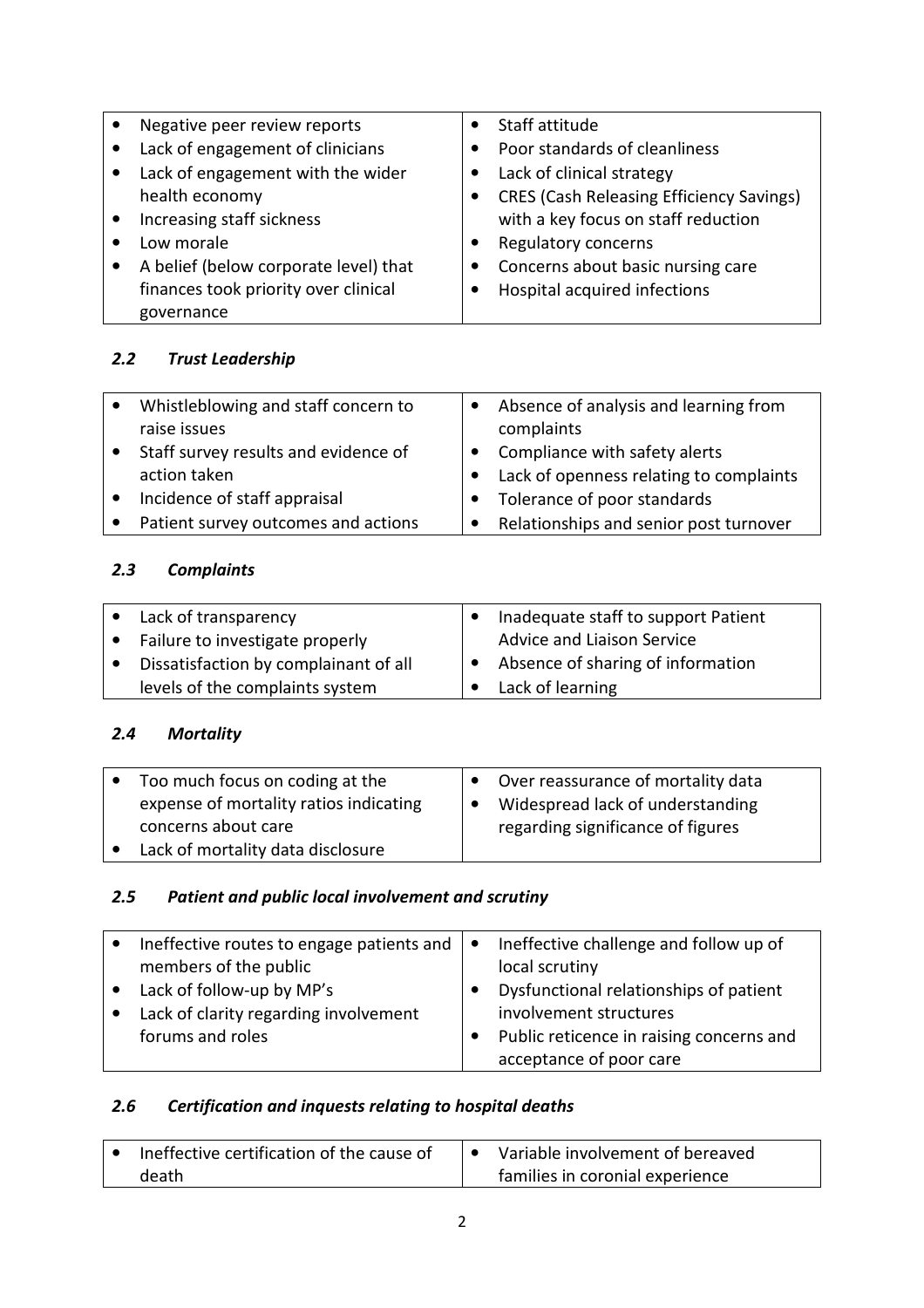| | |
|---|---|
| • Negative peer review reports<br>• Lack of engagement of clinicians<br>• Lack of engagement with the wider health economy<br>• Increasing staff sickness<br>• Low morale<br>• A belief (below corporate level) that finances took priority over clinical governance | • Staff attitude<br>• Poor standards of cleanliness<br>• Lack of clinical strategy<br>• CRES (Cash Releasing Efficiency Savings) with a key focus on staff reduction<br>• Regulatory concerns<br>• Concerns about basic nursing care<br>• Hospital acquired infections |

### *2.2 Trust Leadership*

| | |
|---|---|
| • Whistleblowing and staff concern to raise issues<br>• Staff survey results and evidence of action taken<br>• Incidence of staff appraisal<br>• Patient survey outcomes and actions | • Absence of analysis and learning from complaints<br>• Compliance with safety alerts<br>• Lack of openness relating to complaints<br>• Tolerance of poor standards<br>• Relationships and senior post turnover |

### *2.3 Complaints*

| | |
|---|---|
| • Lack of transparency<br>• Failure to investigate properly<br>• Dissatisfaction by complainant of all levels of the complaints system | • Inadequate staff to support Patient Advice and Liaison Service<br>• Absence of sharing of information<br>• Lack of learning |

### *2.4 Mortality*

| | |
|---|---|
| • Too much focus on coding at the expense of mortality ratios indicating concerns about care<br>• Lack of mortality data disclosure | • Over reassurance of mortality data<br>• Widespread lack of understanding regarding significance of figures |

### *2.5 Patient and public local involvement and scrutiny*

| | |
|---|---|
| • Ineffective routes to engage patients and members of the public<br>• Lack of follow-up by MP's<br>• Lack of clarity regarding involvement forums and roles | • Ineffective challenge and follow up of local scrutiny<br>• Dysfunctional relationships of patient involvement structures<br>• Public reticence in raising concerns and acceptance of poor care |

### *2.6 Certification and inquests relating to hospital deaths*

| | |
|---|---|
| • Ineffective certification of the cause of death | • Variable involvement of bereaved families in coronial experience |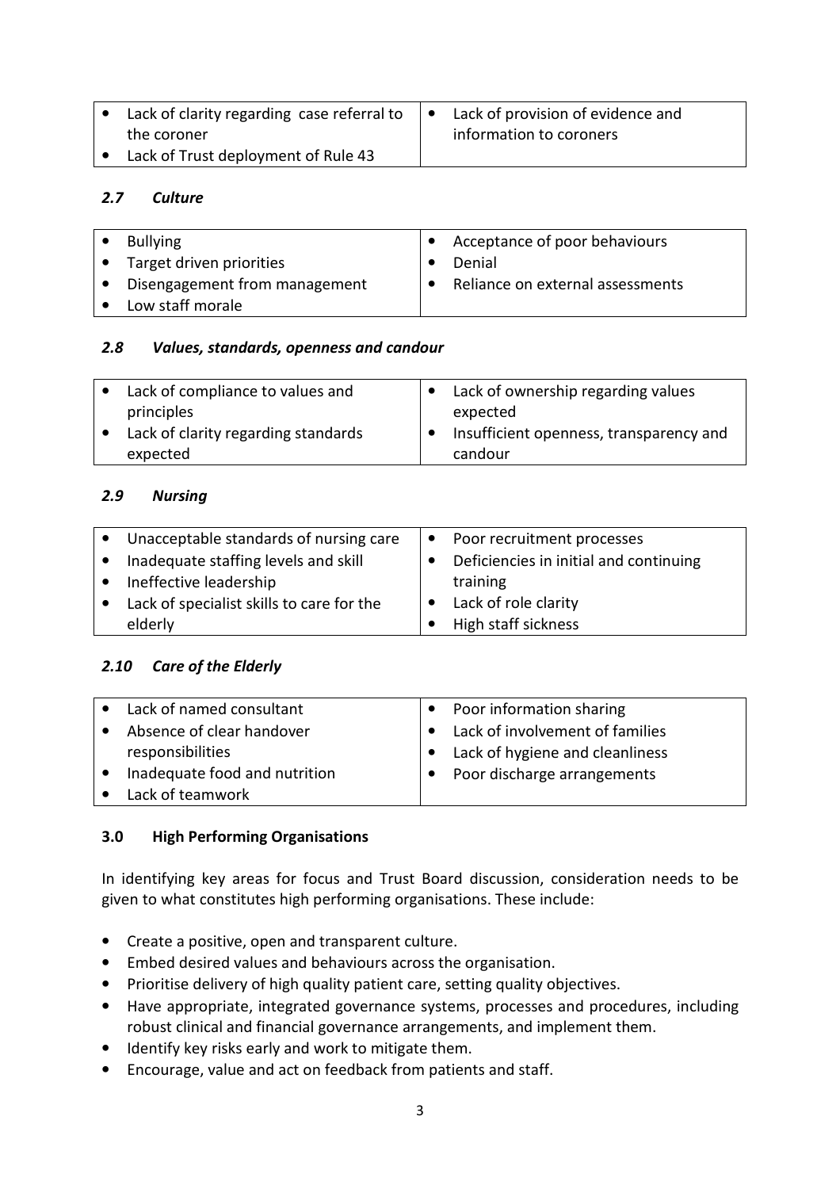| | |
|---|---|
| • Lack of clarity regarding case referral to the coroner<br>• Lack of Trust deployment of Rule 43 | • Lack of provision of evidence and information to coroners |

### *2.7 Culture*

| | |
|---|---|
| • Bullying<br>• Target driven priorities<br>• Disengagement from management<br>• Low staff morale | • Acceptance of poor behaviours<br>• Denial<br>• Reliance on external assessments |

### *2.8 Values, standards, openness and candour*

| | |
|---|---|
| • Lack of compliance to values and principles<br>• Lack of clarity regarding standards expected | • Lack of ownership regarding values expected<br>• Insufficient openness, transparency and candour |

### *2.9 Nursing*

| | |
|---|---|
| • Unacceptable standards of nursing care<br>• Inadequate staffing levels and skill<br>• Ineffective leadership<br>• Lack of specialist skills to care for the elderly | • Poor recruitment processes<br>• Deficiencies in initial and continuing training<br>• Lack of role clarity<br>• High staff sickness |

### *2.10 Care of the Elderly*

| | |
|---|---|
| • Lack of named consultant<br>• Absence of clear handover responsibilities<br>• Inadequate food and nutrition<br>• Lack of teamwork | • Poor information sharing<br>• Lack of involvement of families<br>• Lack of hygiene and cleanliness<br>• Poor discharge arrangements |

## 3.0 High Performing Organisations

In identifying key areas for focus and Trust Board discussion, consideration needs to be given to what constitutes high performing organisations. These include:

- Create a positive, open and transparent culture.
- Embed desired values and behaviours across the organisation.
- Prioritise delivery of high quality patient care, setting quality objectives.
- Have appropriate, integrated governance systems, processes and procedures, including robust clinical and financial governance arrangements, and implement them.
- Identify key risks early and work to mitigate them.
- Encourage, value and act on feedback from patients and staff.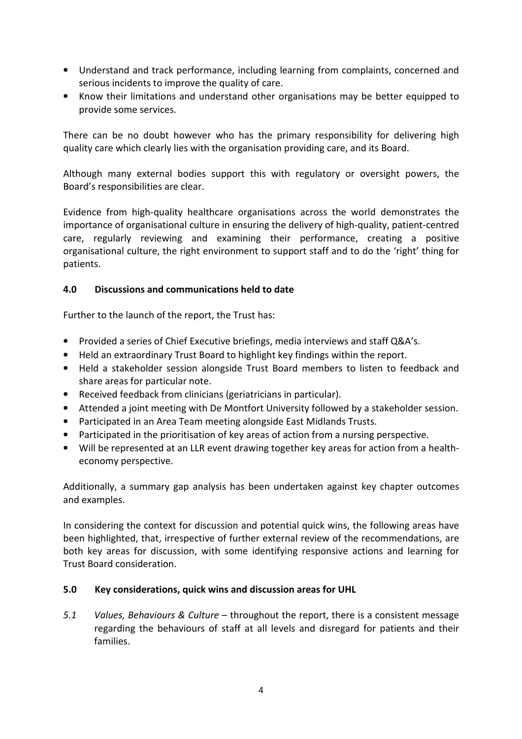- Understand and track performance, including learning from complaints, concerned and serious incidents to improve the quality of care.
- Know their limitations and understand other organisations may be better equipped to provide some services.

There can be no doubt however who has the primary responsibility for delivering high quality care which clearly lies with the organisation providing care, and its Board.

Although many external bodies support this with regulatory or oversight powers, the Board's responsibilities are clear.

Evidence from high-quality healthcare organisations across the world demonstrates the importance of organisational culture in ensuring the delivery of high-quality, patient-centred care, regularly reviewing and examining their performance, creating a positive organisational culture, the right environment to support staff and to do the 'right' thing for patients.

## 4.0 Discussions and communications held to date

Further to the launch of the report, the Trust has:

- Provided a series of Chief Executive briefings, media interviews and staff Q&A's.
- Held an extraordinary Trust Board to highlight key findings within the report.
- Held a stakeholder session alongside Trust Board members to listen to feedback and share areas for particular note.
- Received feedback from clinicians (geriatricians in particular).
- Attended a joint meeting with De Montfort University followed by a stakeholder session.
- Participated in an Area Team meeting alongside East Midlands Trusts.
- Participated in the prioritisation of key areas of action from a nursing perspective.
- Will be represented at an LLR event drawing together key areas for action from a health-economy perspective.

Additionally, a summary gap analysis has been undertaken against key chapter outcomes and examples.

In considering the context for discussion and potential quick wins, the following areas have been highlighted, that, irrespective of further external review of the recommendations, are both key areas for discussion, with some identifying responsive actions and learning for Trust Board consideration.

## 5.0 Key considerations, quick wins and discussion areas for UHL

*5.1 Values, Behaviours & Culture* – throughout the report, there is a consistent message regarding the behaviours of staff at all levels and disregard for patients and their families.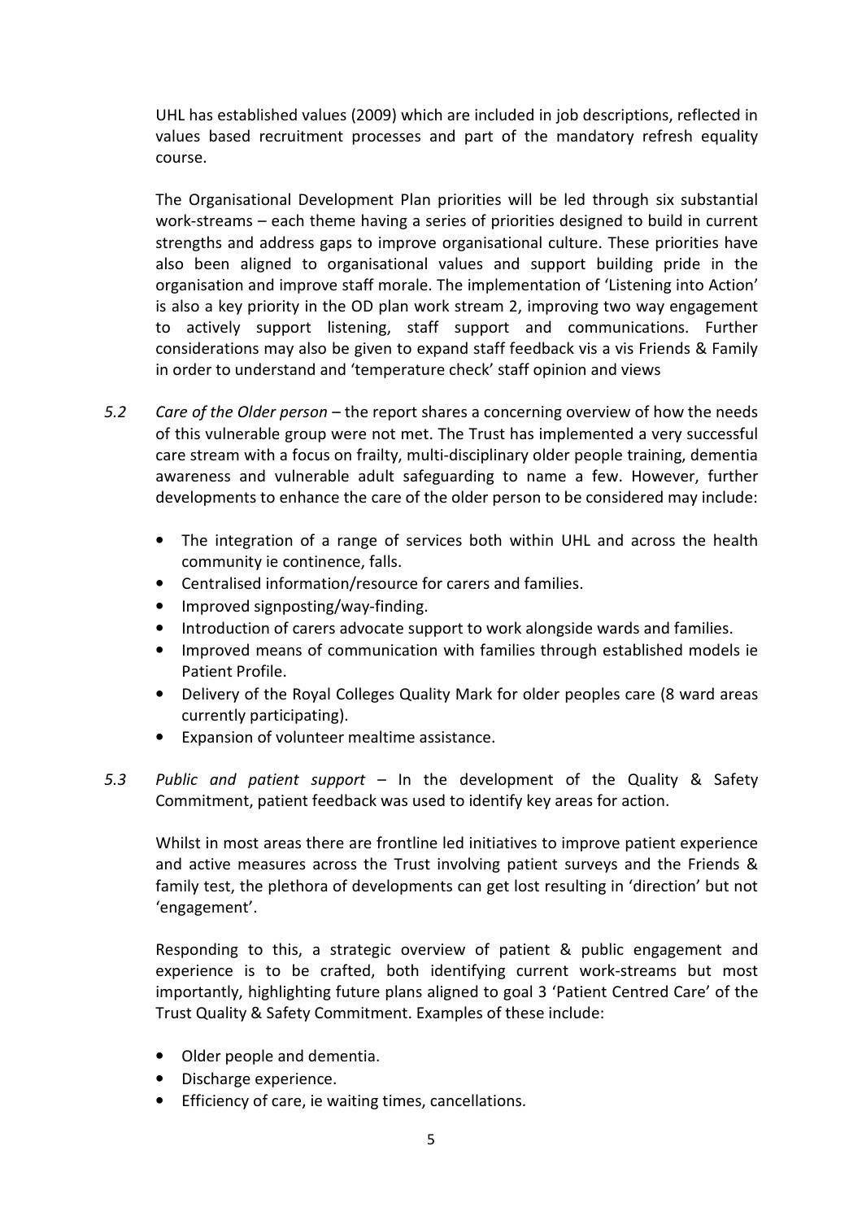UHL has established values (2009) which are included in job descriptions, reflected in values based recruitment processes and part of the mandatory refresh equality course.

The Organisational Development Plan priorities will be led through six substantial work-streams – each theme having a series of priorities designed to build in current strengths and address gaps to improve organisational culture. These priorities have also been aligned to organisational values and support building pride in the organisation and improve staff morale. The implementation of 'Listening into Action' is also a key priority in the OD plan work stream 2, improving two way engagement to actively support listening, staff support and communications. Further considerations may also be given to expand staff feedback vis a vis Friends & Family in order to understand and 'temperature check' staff opinion and views

5.2 *Care of the Older person* – the report shares a concerning overview of how the needs of this vulnerable group were not met. The Trust has implemented a very successful care stream with a focus on frailty, multi-disciplinary older people training, dementia awareness and vulnerable adult safeguarding to name a few. However, further developments to enhance the care of the older person to be considered may include:

- The integration of a range of services both within UHL and across the health community ie continence, falls.
- Centralised information/resource for carers and families.
- Improved signposting/way-finding.
- Introduction of carers advocate support to work alongside wards and families.
- Improved means of communication with families through established models ie Patient Profile.
- Delivery of the Royal Colleges Quality Mark for older peoples care (8 ward areas currently participating).
- Expansion of volunteer mealtime assistance.

5.3 *Public and patient support* – In the development of the Quality & Safety Commitment, patient feedback was used to identify key areas for action.

Whilst in most areas there are frontline led initiatives to improve patient experience and active measures across the Trust involving patient surveys and the Friends & family test, the plethora of developments can get lost resulting in 'direction' but not 'engagement'.

Responding to this, a strategic overview of patient & public engagement and experience is to be crafted, both identifying current work-streams but most importantly, highlighting future plans aligned to goal 3 'Patient Centred Care' of the Trust Quality & Safety Commitment. Examples of these include:

- Older people and dementia.
- Discharge experience.
- Efficiency of care, ie waiting times, cancellations.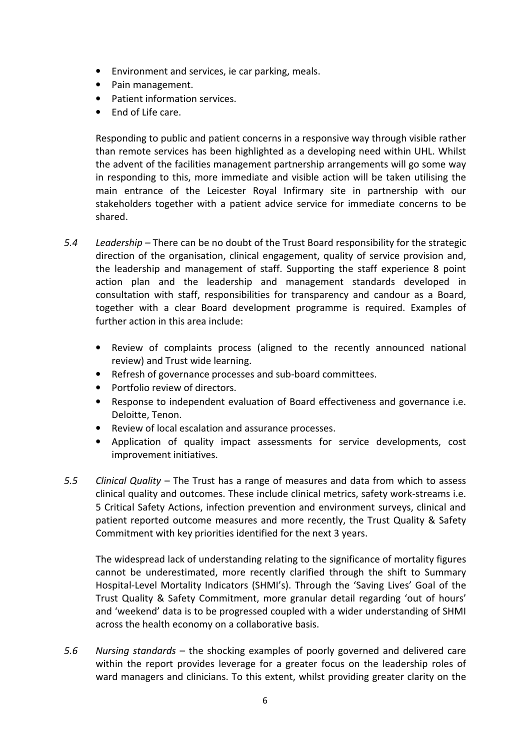- Environment and services, ie car parking, meals.
- Pain management.
- Patient information services.
- End of Life care.

Responding to public and patient concerns in a responsive way through visible rather than remote services has been highlighted as a developing need within UHL. Whilst the advent of the facilities management partnership arrangements will go some way in responding to this, more immediate and visible action will be taken utilising the main entrance of the Leicester Royal Infirmary site in partnership with our stakeholders together with a patient advice service for immediate concerns to be shared.

5.4 *Leadership* – There can be no doubt of the Trust Board responsibility for the strategic direction of the organisation, clinical engagement, quality of service provision and, the leadership and management of staff. Supporting the staff experience 8 point action plan and the leadership and management standards developed in consultation with staff, responsibilities for transparency and candour as a Board, together with a clear Board development programme is required. Examples of further action in this area include:

- Review of complaints process (aligned to the recently announced national review) and Trust wide learning.
- Refresh of governance processes and sub-board committees.
- Portfolio review of directors.
- Response to independent evaluation of Board effectiveness and governance i.e. Deloitte, Tenon.
- Review of local escalation and assurance processes.
- Application of quality impact assessments for service developments, cost improvement initiatives.

5.5 *Clinical Quality* – The Trust has a range of measures and data from which to assess clinical quality and outcomes. These include clinical metrics, safety work-streams i.e. 5 Critical Safety Actions, infection prevention and environment surveys, clinical and patient reported outcome measures and more recently, the Trust Quality & Safety Commitment with key priorities identified for the next 3 years.

The widespread lack of understanding relating to the significance of mortality figures cannot be underestimated, more recently clarified through the shift to Summary Hospital-Level Mortality Indicators (SHMI's). Through the 'Saving Lives' Goal of the Trust Quality & Safety Commitment, more granular detail regarding 'out of hours' and 'weekend' data is to be progressed coupled with a wider understanding of SHMI across the health economy on a collaborative basis.

5.6 *Nursing standards* – the shocking examples of poorly governed and delivered care within the report provides leverage for a greater focus on the leadership roles of ward managers and clinicians. To this extent, whilst providing greater clarity on the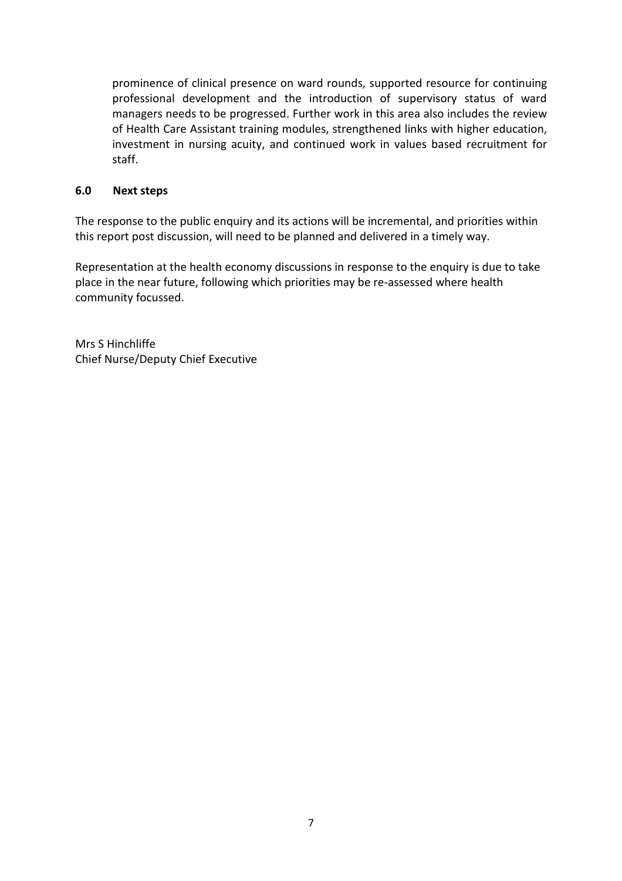prominence of clinical presence on ward rounds, supported resource for continuing professional development and the introduction of supervisory status of ward managers needs to be progressed. Further work in this area also includes the review of Health Care Assistant training modules, strengthened links with higher education, investment in nursing acuity, and continued work in values based recruitment for staff.

## 6.0 Next steps

The response to the public enquiry and its actions will be incremental, and priorities within this report post discussion, will need to be planned and delivered in a timely way.

Representation at the health economy discussions in response to the enquiry is due to take place in the near future, following which priorities may be re-assessed where health community focussed.

Mrs S Hinchliffe
Chief Nurse/Deputy Chief Executive